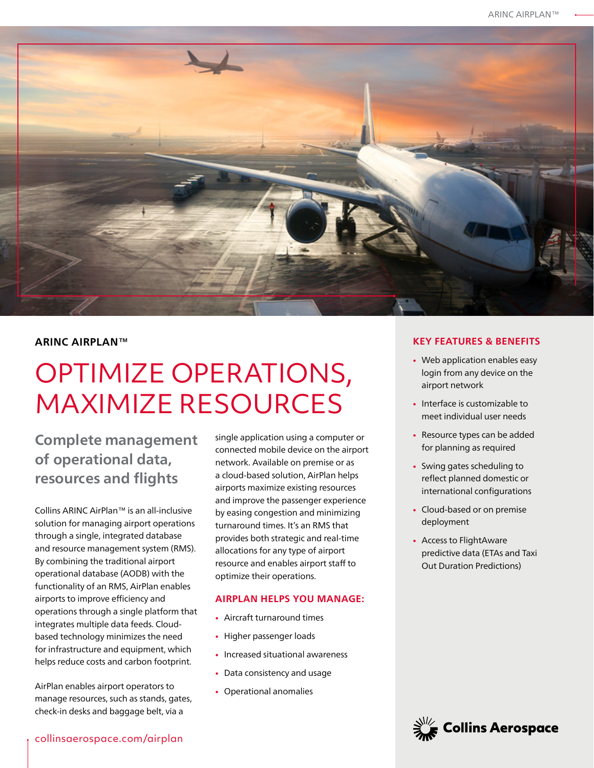## ARINC AIRPLAN™

# OPTIMIZE OPERATIONS, MAXIMIZE RESOURCES

### Complete management of operational data, resources and flights

Collins ARINC AirPlan™ is an all-inclusive solution for managing airport operations through a single, integrated database and resource management system (RMS). By combining the traditional airport operational database (AODB) with the functionality of an RMS, AirPlan enables airports to improve efficiency and operations through a single platform that integrates multiple data feeds. Cloud-based technology minimizes the need for infrastructure and equipment, which helps reduce costs and carbon footprint.

AirPlan enables airport operators to manage resources, such as stands, gates, check-in desks and baggage belt, via a single application using a computer or connected mobile device on the airport network. Available on premise or as a cloud-based solution, AirPlan helps airports maximize existing resources and improve the passenger experience by easing congestion and minimizing turnaround times. It's an RMS that provides both strategic and real-time allocations for any type of airport resource and enables airport staff to optimize their operations.

### AIRPLAN HELPS YOU MANAGE:

- Aircraft turnaround times
- Higher passenger loads
- Increased situational awareness
- Data consistency and usage
- Operational anomalies

### KEY FEATURES & BENEFITS

- Web application enables easy login from any device on the airport network
- Interface is customizable to meet individual user needs
- Resource types can be added for planning as required
- Swing gates scheduling to reflect planned domestic or international configurations
- Cloud-based or on premise deployment
- Access to FlightAware predictive data (ETAs and Taxi Out Duration Predictions)

collinsaerospace.com/airplan

Collins Aerospace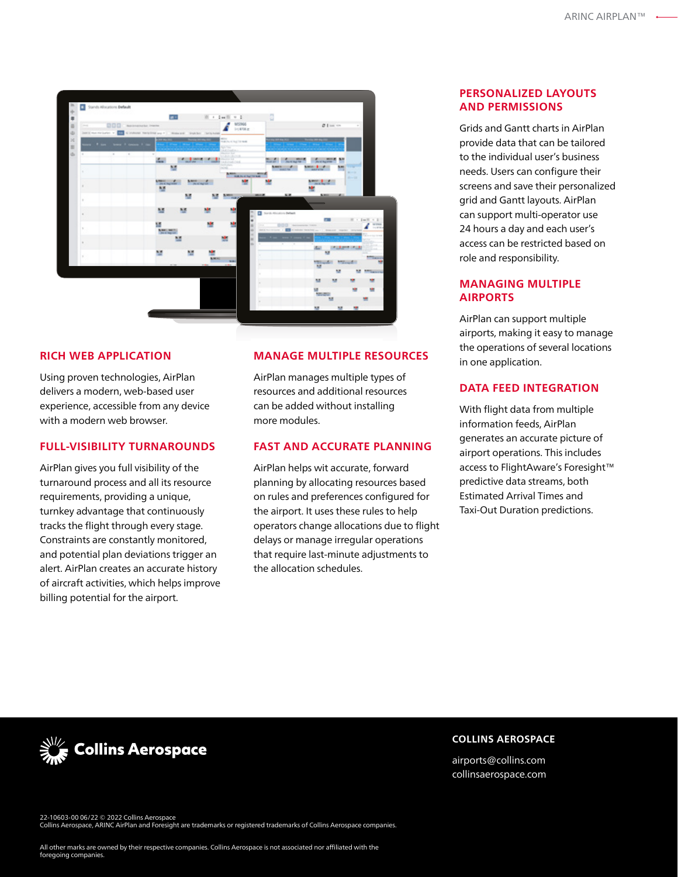## RICH WEB APPLICATION

Using proven technologies, AirPlan delivers a modern, web-based user experience, accessible from any device with a modern web browser.

## FULL-VISIBILITY TURNAROUNDS

AirPlan gives you full visibility of the turnaround process and all its resource requirements, providing a unique, turnkey advantage that continuously tracks the flight through every stage. Constraints are constantly monitored, and potential plan deviations trigger an alert. AirPlan creates an accurate history of aircraft activities, which helps improve billing potential for the airport.

## MANAGE MULTIPLE RESOURCES

AirPlan manages multiple types of resources and additional resources can be added without installing more modules.

## FAST AND ACCURATE PLANNING

AirPlan helps wit accurate, forward planning by allocating resources based on rules and preferences configured for the airport. It uses these rules to help operators change allocations due to flight delays or manage irregular operations that require last-minute adjustments to the allocation schedules.

## PERSONALIZED LAYOUTS AND PERMISSIONS

Grids and Gantt charts in AirPlan provide data that can be tailored to the individual user's business needs. Users can configure their screens and save their personalized grid and Gantt layouts. AirPlan can support multi-operator use 24 hours a day and each user's access can be restricted based on role and responsibility.

## MANAGING MULTIPLE AIRPORTS

AirPlan can support multiple airports, making it easy to manage the operations of several locations in one application.

## DATA FEED INTEGRATION

With flight data from multiple information feeds, AirPlan generates an accurate picture of airport operations. This includes access to FlightAware's Foresight™ predictive data streams, both Estimated Arrival Times and Taxi-Out Duration predictions.

Collins Aerospace

**COLLINS AEROSPACE**

airports@collins.com
collinsaerospace.com

22-10603-00 06/22 © 2022 Collins Aerospace
Collins Aerospace, ARINC AirPlan and Foresight are trademarks or registered trademarks of Collins Aerospace companies.

All other marks are owned by their respective companies. Collins Aerospace is not associated nor affiliated with the foregoing companies.